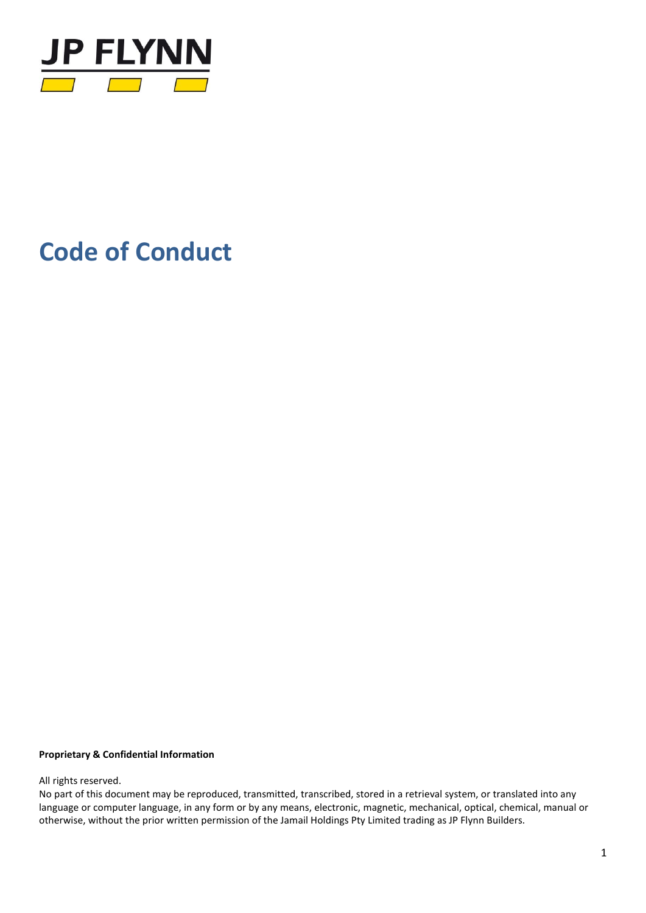JP FLYNN

# Code of Conduct

**Proprietary & Confidential Information**

All rights reserved.
No part of this document may be reproduced, transmitted, transcribed, stored in a retrieval system, or translated into any language or computer language, in any form or by any means, electronic, magnetic, mechanical, optical, chemical, manual or otherwise, without the prior written permission of the Jamail Holdings Pty Limited trading as JP Flynn Builders.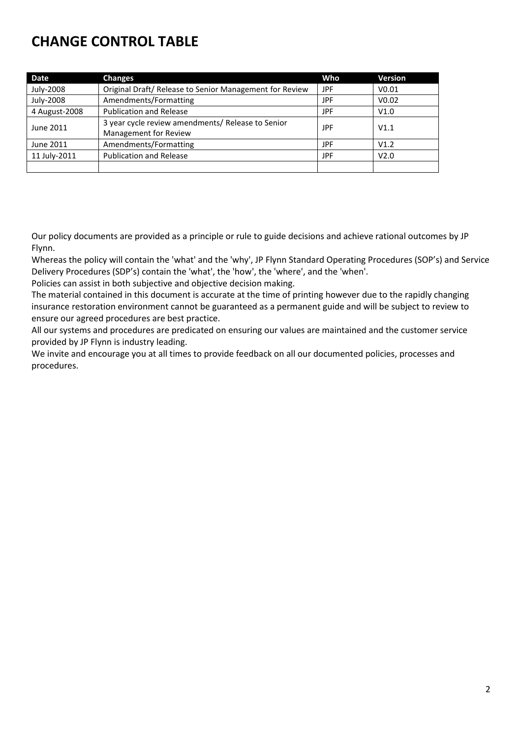# CHANGE CONTROL TABLE

| Date | Changes | Who | Version |
|---|---|---|---|
| July-2008 | Original Draft/ Release to Senior Management for Review | JPF | V0.01 |
| July-2008 | Amendments/Formatting | JPF | V0.02 |
| 4 August-2008 | Publication and Release | JPF | V1.0 |
| June 2011 | 3 year cycle review amendments/ Release to Senior Management for Review | JPF | V1.1 |
| June 2011 | Amendments/Formatting | JPF | V1.2 |
| 11 July-2011 | Publication and Release | JPF | V2.0 |
| | | | |

Our policy documents are provided as a principle or rule to guide decisions and achieve rational outcomes by JP Flynn.

Whereas the policy will contain the 'what' and the 'why', JP Flynn Standard Operating Procedures (SOP's) and Service Delivery Procedures (SDP's) contain the 'what', the 'how', the 'where', and the 'when'.

Policies can assist in both subjective and objective decision making.

The material contained in this document is accurate at the time of printing however due to the rapidly changing insurance restoration environment cannot be guaranteed as a permanent guide and will be subject to review to ensure our agreed procedures are best practice.

All our systems and procedures are predicated on ensuring our values are maintained and the customer service provided by JP Flynn is industry leading.

We invite and encourage you at all times to provide feedback on all our documented policies, processes and procedures.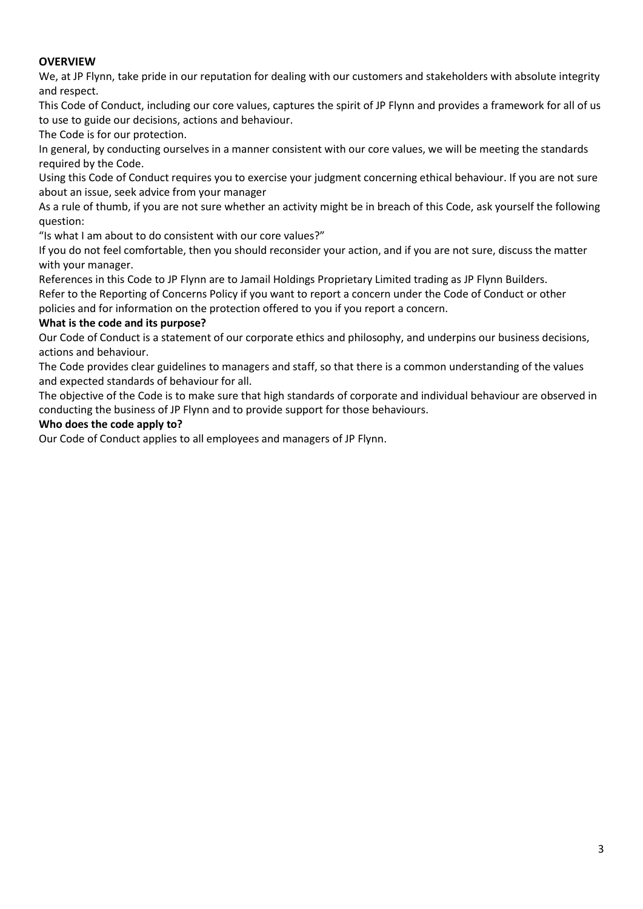**OVERVIEW**

We, at JP Flynn, take pride in our reputation for dealing with our customers and stakeholders with absolute integrity and respect.

This Code of Conduct, including our core values, captures the spirit of JP Flynn and provides a framework for all of us to use to guide our decisions, actions and behaviour.

The Code is for our protection.

In general, by conducting ourselves in a manner consistent with our core values, we will be meeting the standards required by the Code.

Using this Code of Conduct requires you to exercise your judgment concerning ethical behaviour. If you are not sure about an issue, seek advice from your manager

As a rule of thumb, if you are not sure whether an activity might be in breach of this Code, ask yourself the following question:

"Is what I am about to do consistent with our core values?"

If you do not feel comfortable, then you should reconsider your action, and if you are not sure, discuss the matter with your manager.

References in this Code to JP Flynn are to Jamail Holdings Proprietary Limited trading as JP Flynn Builders.

Refer to the Reporting of Concerns Policy if you want to report a concern under the Code of Conduct or other policies and for information on the protection offered to you if you report a concern.

**What is the code and its purpose?**

Our Code of Conduct is a statement of our corporate ethics and philosophy, and underpins our business decisions, actions and behaviour.

The Code provides clear guidelines to managers and staff, so that there is a common understanding of the values and expected standards of behaviour for all.

The objective of the Code is to make sure that high standards of corporate and individual behaviour are observed in conducting the business of JP Flynn and to provide support for those behaviours.

**Who does the code apply to?**

Our Code of Conduct applies to all employees and managers of JP Flynn.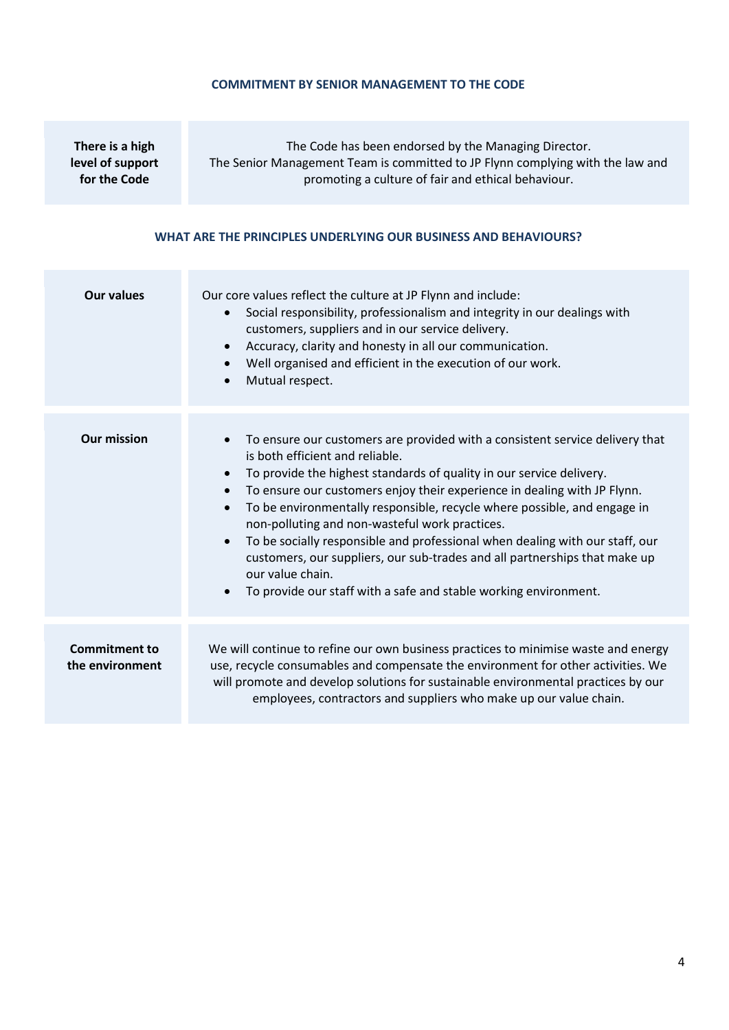## COMMITMENT BY SENIOR MANAGEMENT TO THE CODE

| | |
|---|---|
| **There is a high level of support for the Code** | The Code has been endorsed by the Managing Director. The Senior Management Team is committed to JP Flynn complying with the law and promoting a culture of fair and ethical behaviour. |

## WHAT ARE THE PRINCIPLES UNDERLYING OUR BUSINESS AND BEHAVIOURS?

| | |
|---|---|
| **Our values** | Our core values reflect the culture at JP Flynn and include:<br>• Social responsibility, professionalism and integrity in our dealings with customers, suppliers and in our service delivery.<br>• Accuracy, clarity and honesty in all our communication.<br>• Well organised and efficient in the execution of our work.<br>• Mutual respect. |
| **Our mission** | • To ensure our customers are provided with a consistent service delivery that is both efficient and reliable.<br>• To provide the highest standards of quality in our service delivery.<br>• To ensure our customers enjoy their experience in dealing with JP Flynn.<br>• To be environmentally responsible, recycle where possible, and engage in non-polluting and non-wasteful work practices.<br>• To be socially responsible and professional when dealing with our staff, our customers, our suppliers, our sub-trades and all partnerships that make up our value chain.<br>• To provide our staff with a safe and stable working environment. |
| **Commitment to the environment** | We will continue to refine our own business practices to minimise waste and energy use, recycle consumables and compensate the environment for other activities. We will promote and develop solutions for sustainable environmental practices by our employees, contractors and suppliers who make up our value chain. |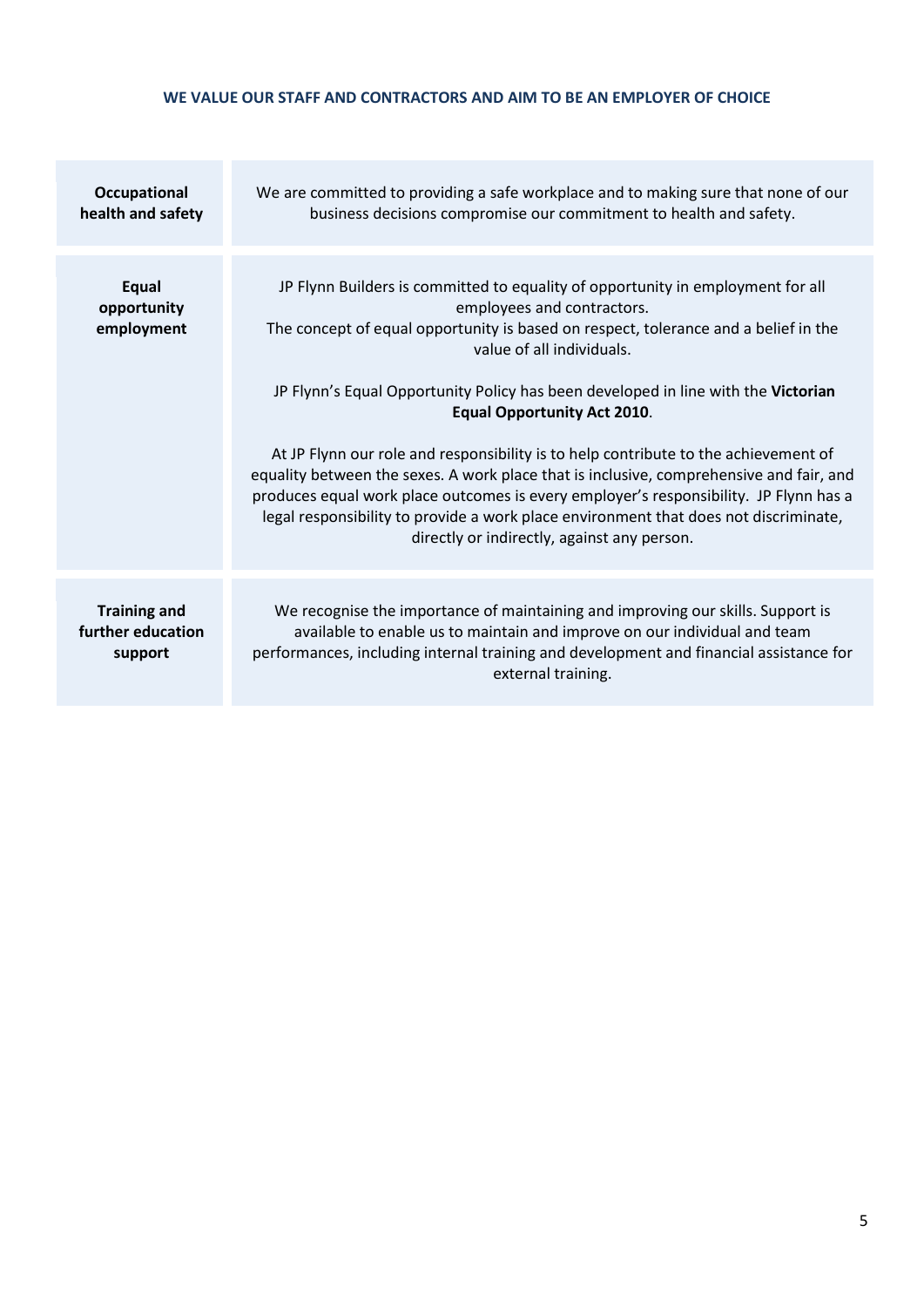**WE VALUE OUR STAFF AND CONTRACTORS AND AIM TO BE AN EMPLOYER OF CHOICE**

| | |
|---|---|
| **Occupational health and safety** | We are committed to providing a safe workplace and to making sure that none of our business decisions compromise our commitment to health and safety. |
| **Equal opportunity employment** | JP Flynn Builders is committed to equality of opportunity in employment for all employees and contractors.<br>The concept of equal opportunity is based on respect, tolerance and a belief in the value of all individuals.<br><br>JP Flynn's Equal Opportunity Policy has been developed in line with the **Victorian Equal Opportunity Act 2010**.<br><br>At JP Flynn our role and responsibility is to help contribute to the achievement of equality between the sexes. A work place that is inclusive, comprehensive and fair, and produces equal work place outcomes is every employer's responsibility. JP Flynn has a legal responsibility to provide a work place environment that does not discriminate, directly or indirectly, against any person. |
| **Training and further education support** | We recognise the importance of maintaining and improving our skills. Support is available to enable us to maintain and improve on our individual and team performances, including internal training and development and financial assistance for external training. |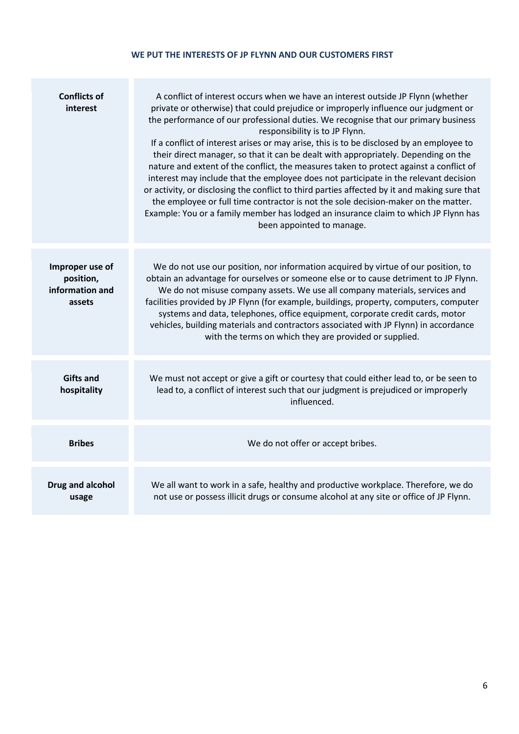## WE PUT THE INTERESTS OF JP FLYNN AND OUR CUSTOMERS FIRST

| | |
|---|---|
| **Conflicts of interest** | A conflict of interest occurs when we have an interest outside JP Flynn (whether private or otherwise) that could prejudice or improperly influence our judgment or the performance of our professional duties. We recognise that our primary business responsibility is to JP Flynn.<br>If a conflict of interest arises or may arise, this is to be disclosed by an employee to their direct manager, so that it can be dealt with appropriately. Depending on the nature and extent of the conflict, the measures taken to protect against a conflict of interest may include that the employee does not participate in the relevant decision or activity, or disclosing the conflict to third parties affected by it and making sure that the employee or full time contractor is not the sole decision-maker on the matter.<br>Example: You or a family member has lodged an insurance claim to which JP Flynn has been appointed to manage. |
| **Improper use of position, information and assets** | We do not use our position, nor information acquired by virtue of our position, to obtain an advantage for ourselves or someone else or to cause detriment to JP Flynn. We do not misuse company assets. We use all company materials, services and facilities provided by JP Flynn (for example, buildings, property, computers, computer systems and data, telephones, office equipment, corporate credit cards, motor vehicles, building materials and contractors associated with JP Flynn) in accordance with the terms on which they are provided or supplied. |
| **Gifts and hospitality** | We must not accept or give a gift or courtesy that could either lead to, or be seen to lead to, a conflict of interest such that our judgment is prejudiced or improperly influenced. |
| **Bribes** | We do not offer or accept bribes. |
| **Drug and alcohol usage** | We all want to work in a safe, healthy and productive workplace. Therefore, we do not use or possess illicit drugs or consume alcohol at any site or office of JP Flynn. |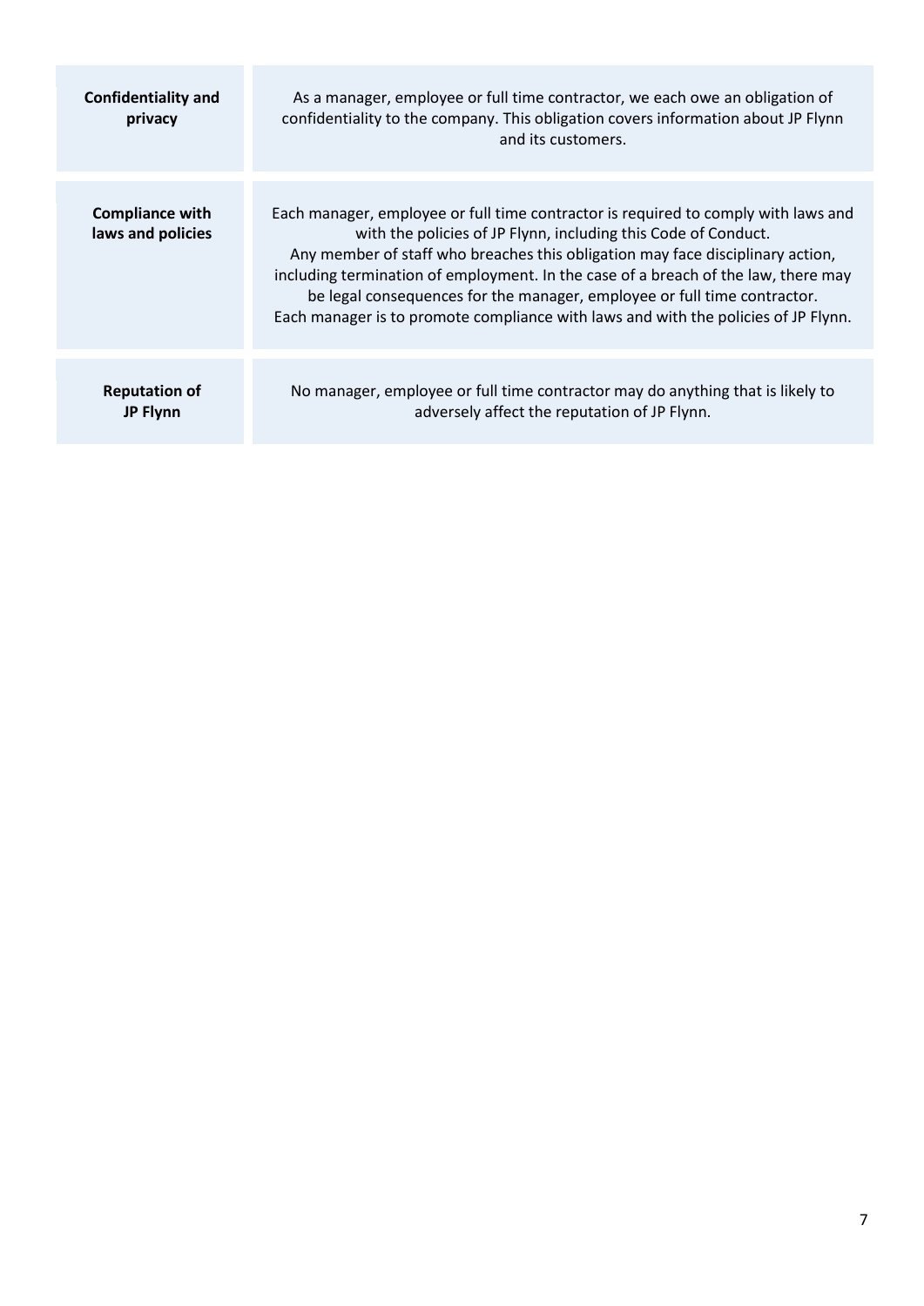| | |
|---|---|
| **Confidentiality and privacy** | As a manager, employee or full time contractor, we each owe an obligation of confidentiality to the company. This obligation covers information about JP Flynn and its customers. |
| **Compliance with laws and policies** | Each manager, employee or full time contractor is required to comply with laws and with the policies of JP Flynn, including this Code of Conduct. Any member of staff who breaches this obligation may face disciplinary action, including termination of employment. In the case of a breach of the law, there may be legal consequences for the manager, employee or full time contractor. Each manager is to promote compliance with laws and with the policies of JP Flynn. |
| **Reputation of JP Flynn** | No manager, employee or full time contractor may do anything that is likely to adversely affect the reputation of JP Flynn. |